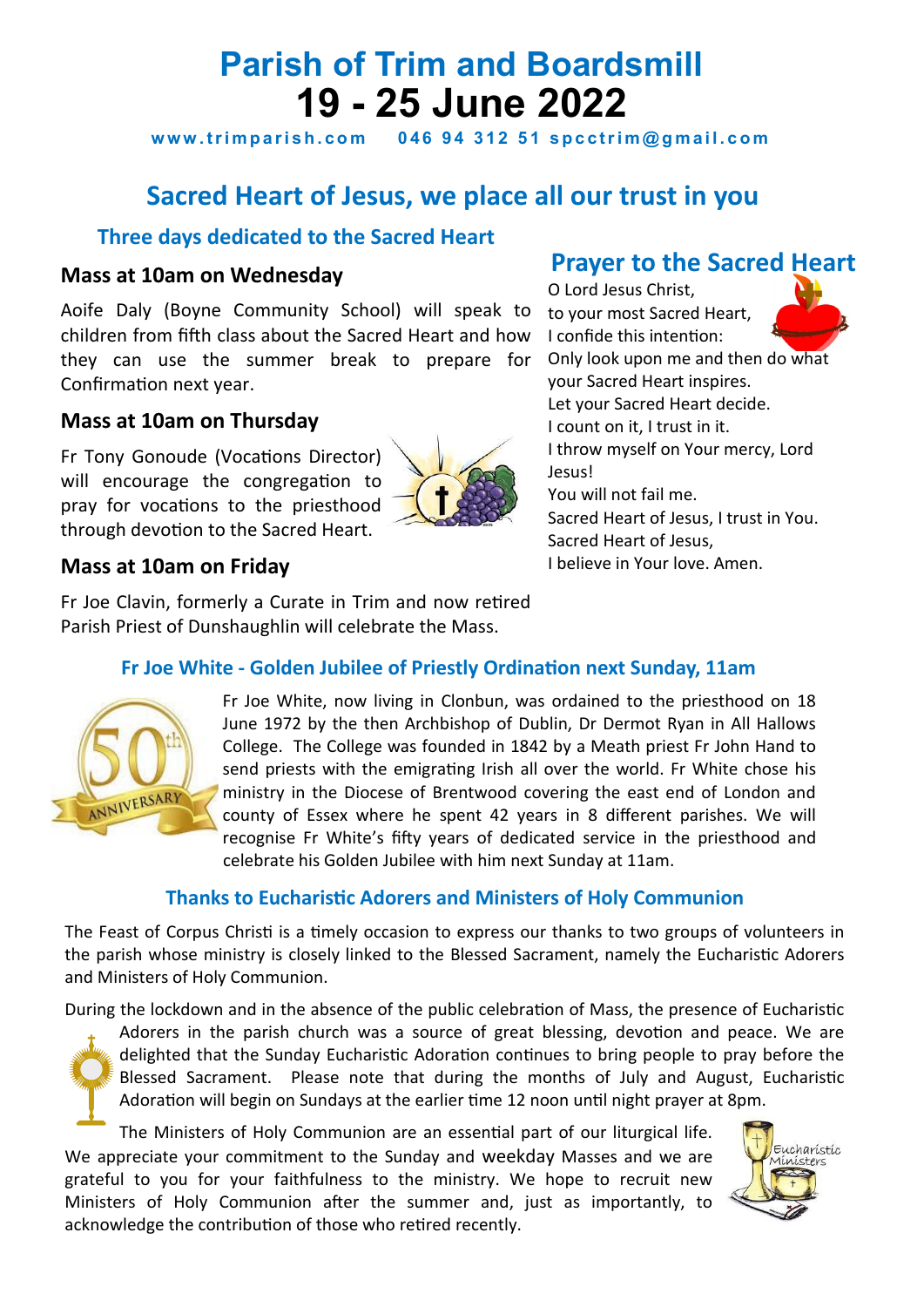# Parish of Trim and Boardsmill
# 19 - 25 June 2022

**www.trimparish.com    046 94 312 51 spcctrim@gmail.com**

## Sacred Heart of Jesus, we place all our trust in you

### Three days dedicated to the Sacred Heart

#### Mass at 10am on Wednesday

Aoife Daly (Boyne Community School) will speak to children from fifth class about the Sacred Heart and how they can use the summer break to prepare for Confirmation next year.

#### Mass at 10am on Thursday

Fr Tony Gonoude (Vocations Director) will encourage the congregation to pray for vocations to the priesthood through devotion to the Sacred Heart.

#### Mass at 10am on Friday

Fr Joe Clavin, formerly a Curate in Trim and now retired Parish Priest of Dunshaughlin will celebrate the Mass.

### Prayer to the Sacred Heart

O Lord Jesus Christ,
to your most Sacred Heart,
I confide this intention:
Only look upon me and then do what your Sacred Heart inspires.
Let your Sacred Heart decide.
I count on it, I trust in it.
I throw myself on Your mercy, Lord Jesus!
You will not fail me.
Sacred Heart of Jesus, I trust in You.
Sacred Heart of Jesus,
I believe in Your love. Amen.

### Fr Joe White - Golden Jubilee of Priestly Ordination next Sunday, 11am

Fr Joe White, now living in Clonbun, was ordained to the priesthood on 18 June 1972 by the then Archbishop of Dublin, Dr Dermot Ryan in All Hallows College. The College was founded in 1842 by a Meath priest Fr John Hand to send priests with the emigrating Irish all over the world. Fr White chose his ministry in the Diocese of Brentwood covering the east end of London and county of Essex where he spent 42 years in 8 different parishes. We will recognise Fr White's fifty years of dedicated service in the priesthood and celebrate his Golden Jubilee with him next Sunday at 11am.

### Thanks to Eucharistic Adorers and Ministers of Holy Communion

The Feast of Corpus Christi is a timely occasion to express our thanks to two groups of volunteers in the parish whose ministry is closely linked to the Blessed Sacrament, namely the Eucharistic Adorers and Ministers of Holy Communion.

During the lockdown and in the absence of the public celebration of Mass, the presence of Eucharistic Adorers in the parish church was a source of great blessing, devotion and peace. We are delighted that the Sunday Eucharistic Adoration continues to bring people to pray before the Blessed Sacrament. Please note that during the months of July and August, Eucharistic Adoration will begin on Sundays at the earlier time 12 noon until night prayer at 8pm.

The Ministers of Holy Communion are an essential part of our liturgical life. We appreciate your commitment to the Sunday and weekday Masses and we are grateful to you for your faithfulness to the ministry. We hope to recruit new Ministers of Holy Communion after the summer and, just as importantly, to acknowledge the contribution of those who retired recently.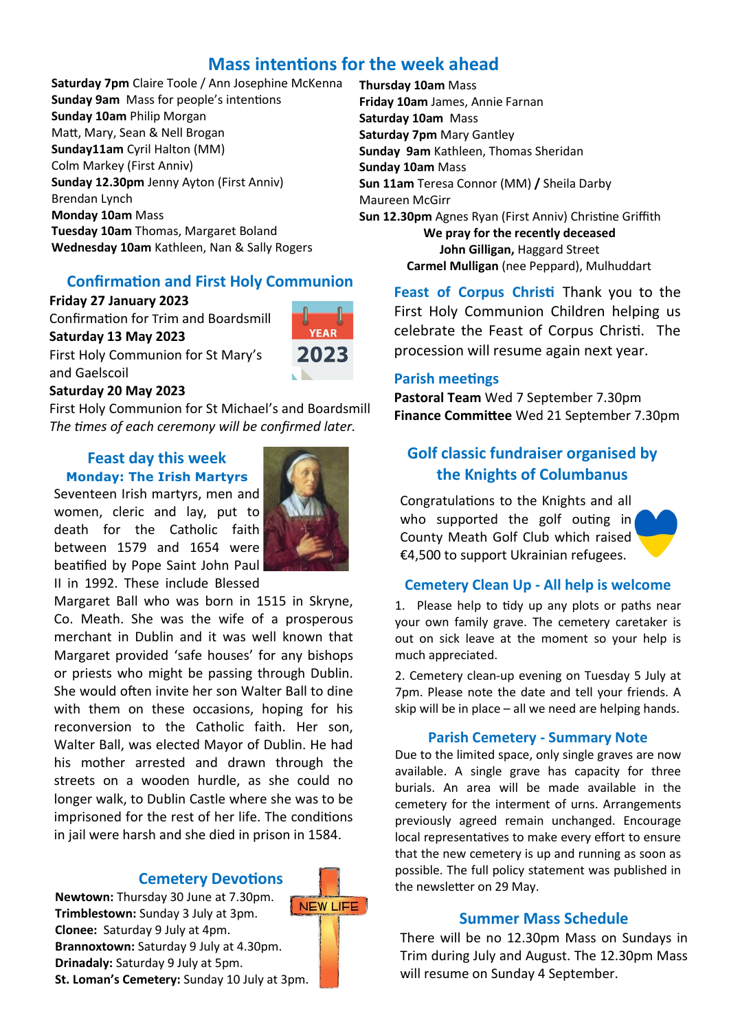## Mass intentions for the week ahead

**Saturday 7pm** Claire Toole / Ann Josephine McKenna
**Sunday 9am** Mass for people's intentions
**Sunday 10am** Philip Morgan
Matt, Mary, Sean & Nell Brogan
**Sunday11am** Cyril Halton (MM)
Colm Markey (First Anniv)
**Sunday 12.30pm** Jenny Ayton (First Anniv)
Brendan Lynch
**Monday 10am** Mass
**Tuesday 10am** Thomas, Margaret Boland
**Wednesday 10am** Kathleen, Nan & Sally Rogers
**Thursday 10am** Mass
**Friday 10am** James, Annie Farnan
**Saturday 10am** Mass
**Saturday 7pm** Mary Gantley
**Sunday 9am** Kathleen, Thomas Sheridan
**Sunday 10am** Mass
**Sun 11am** Teresa Connor (MM) **/** Sheila Darby
Maureen McGirr
**Sun 12.30pm** Agnes Ryan (First Anniv) Christine Griffith

**We pray for the recently deceased**
**John Gilligan,** Haggard Street
**Carmel Mulligan** (nee Peppard), Mulhuddart

## Confirmation and First Holy Communion

**Friday 27 January 2023**
Confirmation for Trim and Boardsmill
**Saturday 13 May 2023**
First Holy Communion for St Mary's and Gaelscoil
**Saturday 20 May 2023**
First Holy Communion for St Michael's and Boardsmill
*The times of each ceremony will be confirmed later.*

## Feast day this week

### Monday: The Irish Martyrs

Seventeen Irish martyrs, men and women, cleric and lay, put to death for the Catholic faith between 1579 and 1654 were beatified by Pope Saint John Paul II in 1992. These include Blessed Margaret Ball who was born in 1515 in Skryne, Co. Meath. She was the wife of a prosperous merchant in Dublin and it was well known that Margaret provided 'safe houses' for any bishops or priests who might be passing through Dublin. She would often invite her son Walter Ball to dine with them on these occasions, hoping for his reconversion to the Catholic faith. Her son, Walter Ball, was elected Mayor of Dublin. He had his mother arrested and drawn through the streets on a wooden hurdle, as she could no longer walk, to Dublin Castle where she was to be imprisoned for the rest of her life. The conditions in jail were harsh and she died in prison in 1584.

## Cemetery Devotions

**Newtown:** Thursday 30 June at 7.30pm.
**Trimblestown:** Sunday 3 July at 3pm.
**Clonee:** Saturday 9 July at 4pm.
**Brannoxtown:** Saturday 9 July at 4.30pm.
**Drinadaly:** Saturday 9 July at 5pm.
**St. Loman's Cemetery:** Sunday 10 July at 3pm.

**Feast of Corpus Christi** Thank you to the First Holy Communion Children helping us celebrate the Feast of Corpus Christi. The procession will resume again next year.

## Parish meetings

**Pastoral Team** Wed 7 September 7.30pm
**Finance Committee** Wed 21 September 7.30pm

## Golf classic fundraiser organised by the Knights of Columbanus

Congratulations to the Knights and all who supported the golf outing in County Meath Golf Club which raised €4,500 to support Ukrainian refugees.

## Cemetery Clean Up - All help is welcome

1. Please help to tidy up any plots or paths near your own family grave. The cemetery caretaker is out on sick leave at the moment so your help is much appreciated.

2. Cemetery clean-up evening on Tuesday 5 July at 7pm. Please note the date and tell your friends. A skip will be in place – all we need are helping hands.

## Parish Cemetery - Summary Note

Due to the limited space, only single graves are now available. A single grave has capacity for three burials. An area will be made available in the cemetery for the interment of urns. Arrangements previously agreed remain unchanged. Encourage local representatives to make every effort to ensure that the new cemetery is up and running as soon as possible. The full policy statement was published in the newsletter on 29 May.

## Summer Mass Schedule

There will be no 12.30pm Mass on Sundays in Trim during July and August. The 12.30pm Mass will resume on Sunday 4 September.